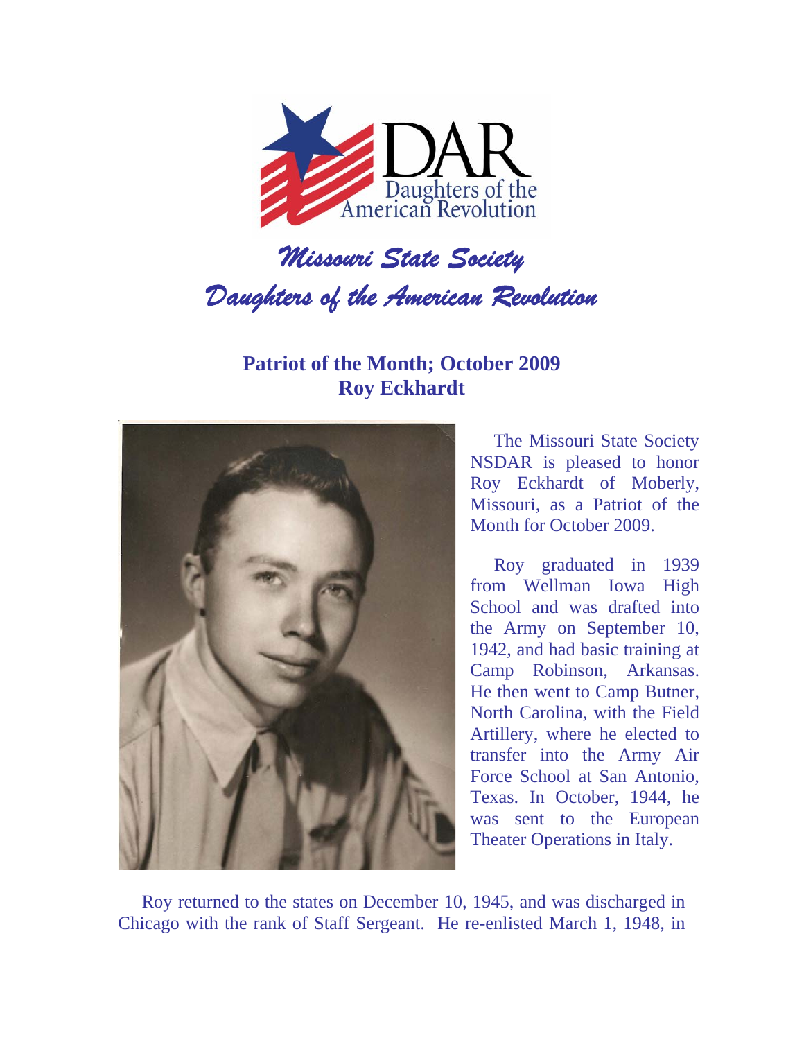DAR
Daughters of the American Revolution

# *Missouri State Society*
# *Daughters of the American Revolution*

## **Patriot of the Month; October 2009**
## **Roy Eckhardt**

The Missouri State Society NSDAR is pleased to honor Roy Eckhardt of Moberly, Missouri, as a Patriot of the Month for October 2009.

Roy graduated in 1939 from Wellman Iowa High School and was drafted into the Army on September 10, 1942, and had basic training at Camp Robinson, Arkansas. He then went to Camp Butner, North Carolina, with the Field Artillery, where he elected to transfer into the Army Air Force School at San Antonio, Texas. In October, 1944, he was sent to the European Theater Operations in Italy.

Roy returned to the states on December 10, 1945, and was discharged in Chicago with the rank of Staff Sergeant. He re-enlisted March 1, 1948, in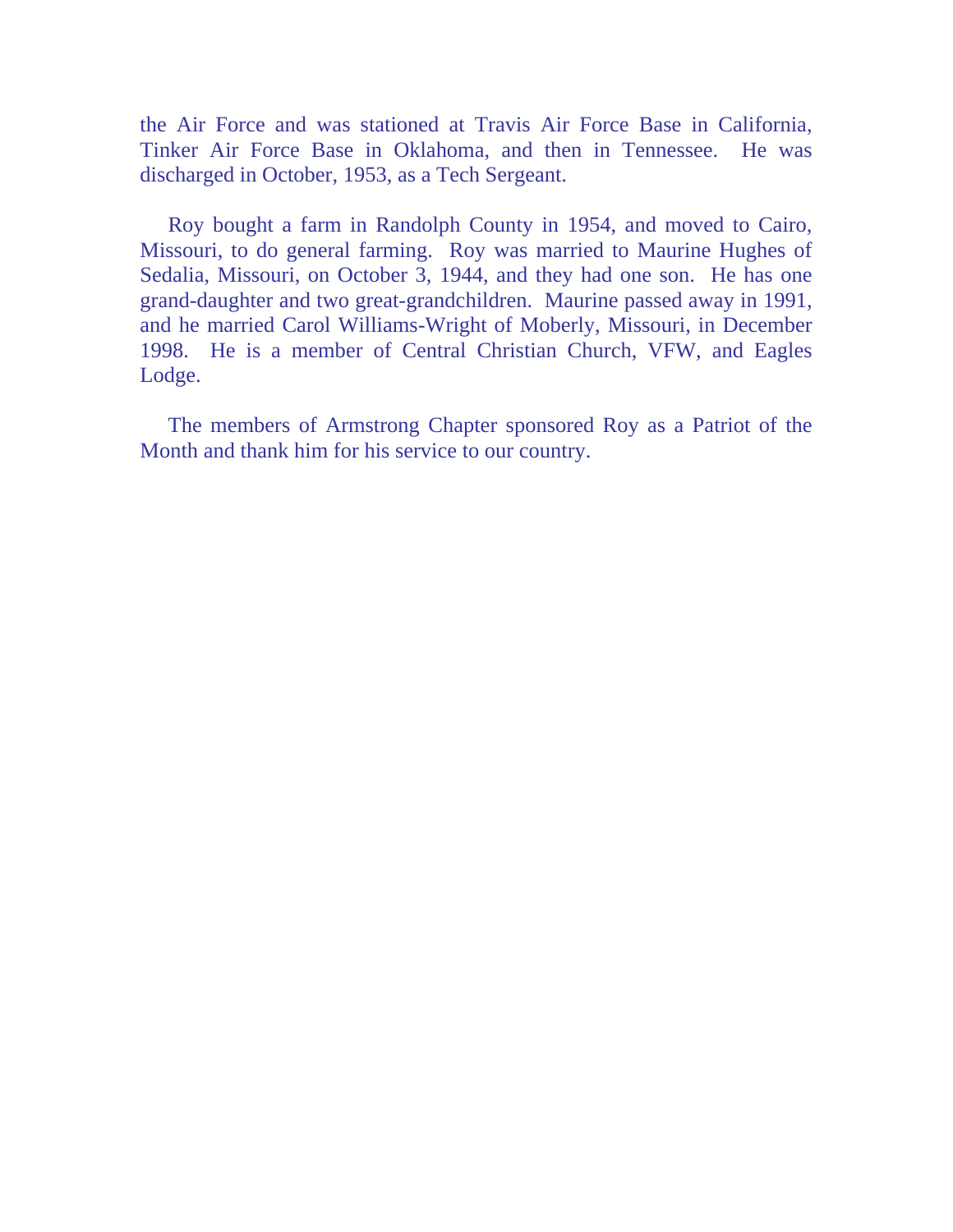the Air Force and was stationed at Travis Air Force Base in California, Tinker Air Force Base in Oklahoma, and then in Tennessee. He was discharged in October, 1953, as a Tech Sergeant.

Roy bought a farm in Randolph County in 1954, and moved to Cairo, Missouri, to do general farming. Roy was married to Maurine Hughes of Sedalia, Missouri, on October 3, 1944, and they had one son. He has one grand-daughter and two great-grandchildren. Maurine passed away in 1991, and he married Carol Williams-Wright of Moberly, Missouri, in December 1998. He is a member of Central Christian Church, VFW, and Eagles Lodge.

The members of Armstrong Chapter sponsored Roy as a Patriot of the Month and thank him for his service to our country.